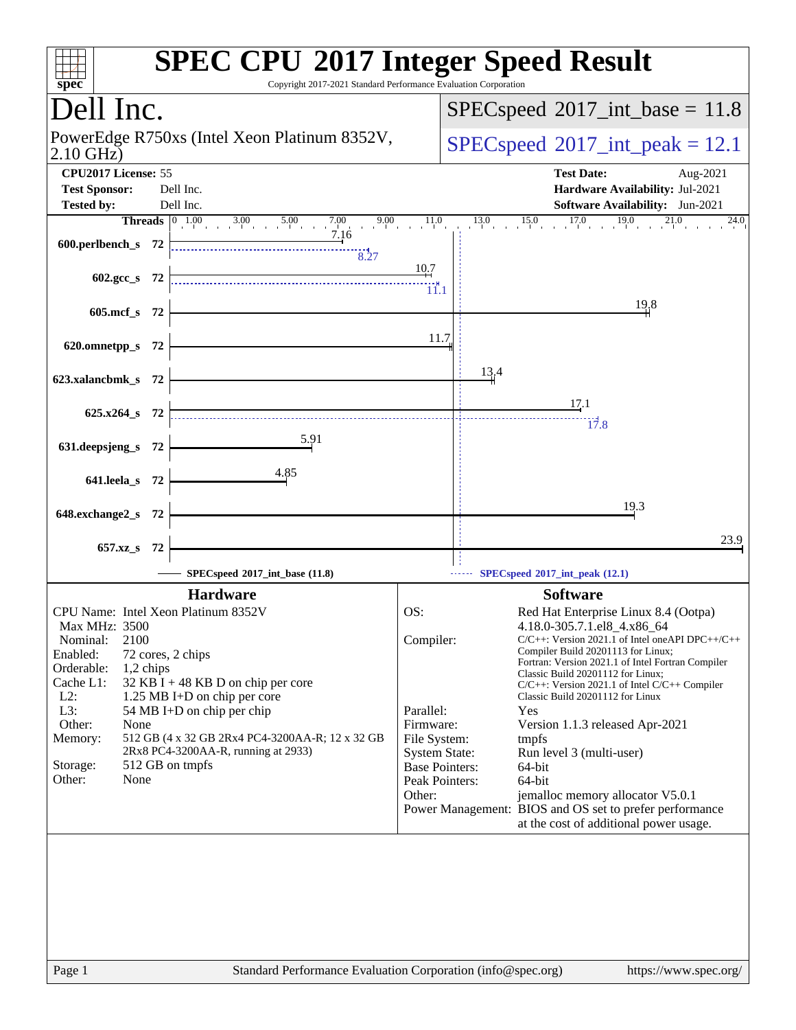# SPEC CPU 2017 Integer Speed Result

Copyright 2017-2021 Standard Performance Evaluation Corporation

## Dell Inc.

PowerEdge R750xs (Intel Xeon Platinum 8352V, 2.10 GHz)

SPECspeed 2017_int_base = 11.8

SPECspeed 2017_int_peak = 12.1

| | | | |
|---|---|---|---|
| **CPU2017 License:** | 55 | **Test Date:** | Aug-2021 |
| **Test Sponsor:** | Dell Inc. | **Hardware Availability:** | Jul-2021 |
| **Tested by:** | Dell Inc. | **Software Availability:** | Jun-2021 |

| Benchmark | Threads | Base | Peak |
|---|---|---|---|
| 600.perlbench_s | 72 | 7.16 | 8.27 |
| 602.gcc_s | 72 | 10.7 | 11.1 |
| 605.mcf_s | 72 | 19.8 | |
| 620.omnetpp_s | 72 | 11.7 | |
| 623.xalancbmk_s | 72 | 13.4 | |
| 625.x264_s | 72 | 17.1 | 17.8 |
| 631.deepsjeng_s | 72 | 5.91 | |
| 641.leela_s | 72 | 4.85 | |
| 648.exchange2_s | 72 | 19.3 | |
| 657.xz_s | 72 | 23.9 | |

SPECspeed 2017_int_base (11.8) — SPECspeed 2017_int_peak (12.1)

### Hardware

- **CPU Name:** Intel Xeon Platinum 8352V
- **Max MHz:** 3500
- **Nominal:** 2100
- **Enabled:** 72 cores, 2 chips
- **Orderable:** 1,2 chips
- **Cache L1:** 32 KB I + 48 KB D on chip per core
- **L2:** 1.25 MB I+D on chip per core
- **L3:** 54 MB I+D on chip per chip
- **Other:** None
- **Memory:** 512 GB (4 x 32 GB 2Rx4 PC4-3200AA-R; 12 x 32 GB 2Rx8 PC4-3200AA-R, running at 2933)
- **Storage:** 512 GB on tmpfs
- **Other:** None

### Software

- **OS:** Red Hat Enterprise Linux 8.4 (Ootpa) 4.18.0-305.7.1.el8_4.x86_64
- **Compiler:** C/C++: Version 2021.1 of Intel oneAPI DPC++/C++ Compiler Build 20201113 for Linux; Fortran: Version 2021.1 of Intel Fortran Compiler Classic Build 20201112 for Linux; C/C++: Version 2021.1 of Intel C/C++ Compiler Classic Build 20201112 for Linux
- **Parallel:** Yes
- **Firmware:** Version 1.1.3 released Apr-2021
- **File System:** tmpfs
- **System State:** Run level 3 (multi-user)
- **Base Pointers:** 64-bit
- **Peak Pointers:** 64-bit
- **Other:** jemalloc memory allocator V5.0.1
- **Power Management:** BIOS and OS set to prefer performance at the cost of additional power usage.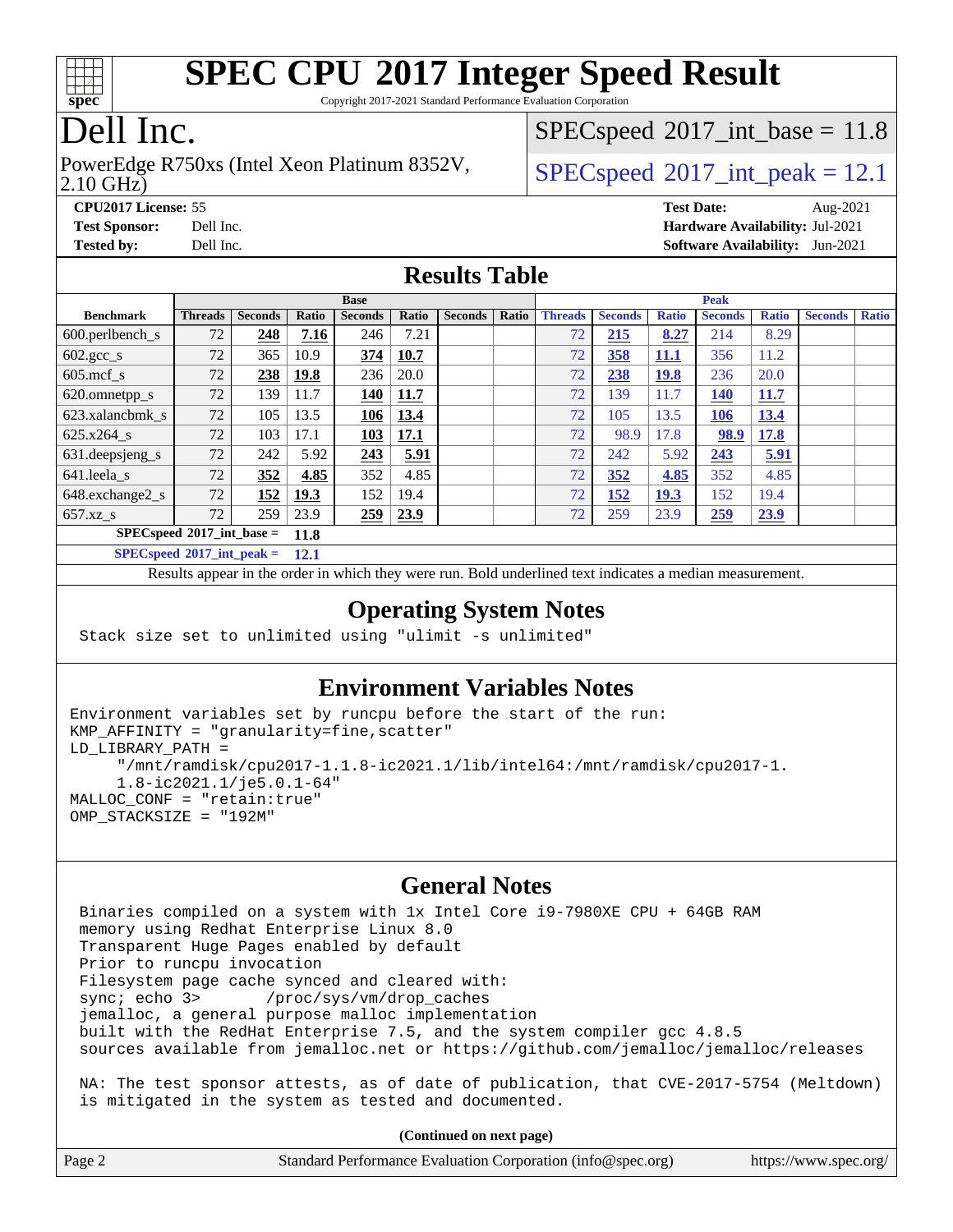# SPEC CPU 2017 Integer Speed Result

Copyright 2017-2021 Standard Performance Evaluation Corporation

# Dell Inc.

PowerEdge R750xs (Intel Xeon Platinum 8352V, 2.10 GHz)

SPECspeed 2017_int_base = 11.8

SPECspeed 2017_int_peak = 12.1

**CPU2017 License:** 55
**Test Sponsor:** Dell Inc.
**Tested by:** Dell Inc.

**Test Date:** Aug-2021
**Hardware Availability:** Jul-2021
**Software Availability:** Jun-2021

## Results Table

| | Base | | | | | | | Peak | | | | | | |
|---|---|---|---|---|---|---|---|---|---|---|---|---|---|---|
| **Benchmark** | **Threads** | **Seconds** | **Ratio** | **Seconds** | **Ratio** | **Seconds** | **Ratio** | **Threads** | **Seconds** | **Ratio** | **Seconds** | **Ratio** | **Seconds** | **Ratio** |
| 600.perlbench_s | 72 | **248** | **7.16** | 246 | 7.21 | | | 72 | **215** | **8.27** | 214 | 8.29 | | |
| 602.gcc_s | 72 | 365 | 10.9 | **374** | **10.7** | | | 72 | **358** | **11.1** | 356 | 11.2 | | |
| 605.mcf_s | 72 | **238** | **19.8** | 236 | 20.0 | | | 72 | **238** | **19.8** | 236 | 20.0 | | |
| 620.omnetpp_s | 72 | 139 | 11.7 | **140** | **11.7** | | | 72 | 139 | 11.7 | **140** | **11.7** | | |
| 623.xalancbmk_s | 72 | 105 | 13.5 | **106** | **13.4** | | | 72 | 105 | 13.5 | **106** | **13.4** | | |
| 625.x264_s | 72 | 103 | 17.1 | **103** | **17.1** | | | 72 | 98.9 | 17.8 | **98.9** | **17.8** | | |
| 631.deepsjeng_s | 72 | 242 | 5.92 | **243** | **5.91** | | | 72 | 242 | 5.92 | **243** | **5.91** | | |
| 641.leela_s | 72 | **352** | **4.85** | 352 | 4.85 | | | 72 | **352** | **4.85** | 352 | 4.85 | | |
| 648.exchange2_s | 72 | **152** | **19.3** | 152 | 19.4 | | | 72 | **152** | **19.3** | 152 | 19.4 | | |
| 657.xz_s | 72 | 259 | 23.9 | **259** | **23.9** | | | 72 | 259 | 23.9 | **259** | **23.9** | | |

**SPECspeed 2017_int_base = 11.8**

**SPECspeed 2017_int_peak = 12.1**

Results appear in the order in which they were run. Bold underlined text indicates a median measurement.

## Operating System Notes

```
Stack size set to unlimited using "ulimit -s unlimited"
```

## Environment Variables Notes

```
Environment variables set by runcpu before the start of the run:
KMP_AFFINITY = "granularity=fine,scatter"
LD_LIBRARY_PATH =
     "/mnt/ramdisk/cpu2017-1.1.8-ic2021.1/lib/intel64:/mnt/ramdisk/cpu2017-1.
     1.8-ic2021.1/je5.0.1-64"
MALLOC_CONF = "retain:true"
OMP_STACKSIZE = "192M"
```

## General Notes

```
Binaries compiled on a system with 1x Intel Core i9-7980XE CPU + 64GB RAM
memory using Redhat Enterprise Linux 8.0
Transparent Huge Pages enabled by default
Prior to runcpu invocation
Filesystem page cache synced and cleared with:
sync; echo 3>       /proc/sys/vm/drop_caches
jemalloc, a general purpose malloc implementation
built with the RedHat Enterprise 7.5, and the system compiler gcc 4.8.5
sources available from jemalloc.net or https://github.com/jemalloc/jemalloc/releases

NA: The test sponsor attests, as of date of publication, that CVE-2017-5754 (Meltdown)
is mitigated in the system as tested and documented.
```

**(Continued on next page)**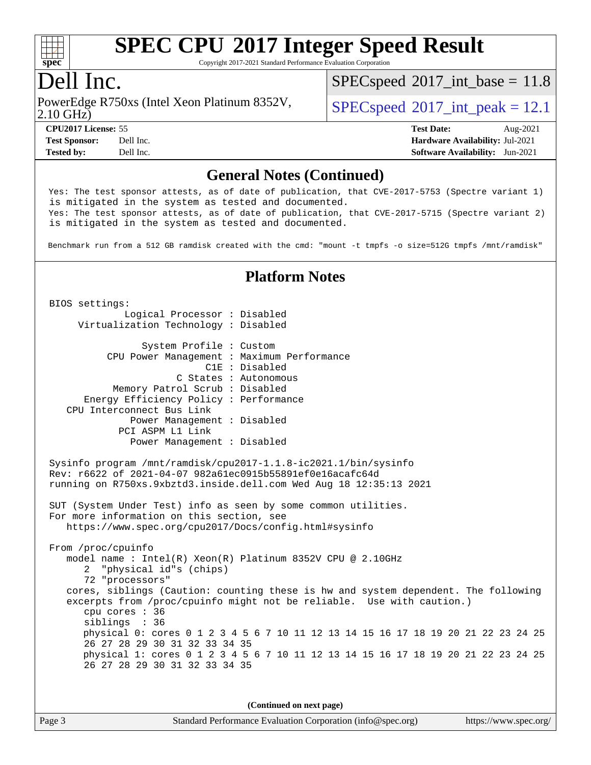# SPEC CPU 2017 Integer Speed Result

Copyright 2017-2021 Standard Performance Evaluation Corporation

## Dell Inc.

PowerEdge R750xs (Intel Xeon Platinum 8352V, 2.10 GHz)

SPECspeed 2017_int_base = 11.8

SPECspeed 2017_int_peak = 12.1

**CPU2017 License:** 55
**Test Sponsor:** Dell Inc.
**Tested by:** Dell Inc.

**Test Date:** Aug-2021
**Hardware Availability:** Jul-2021
**Software Availability:** Jun-2021

### General Notes (Continued)

```
Yes: The test sponsor attests, as of date of publication, that CVE-2017-5753 (Spectre variant 1)
is mitigated in the system as tested and documented.
Yes: The test sponsor attests, as of date of publication, that CVE-2017-5715 (Spectre variant 2)
is mitigated in the system as tested and documented.

Benchmark run from a 512 GB ramdisk created with the cmd: "mount -t tmpfs -o size=512G tmpfs /mnt/ramdisk"
```

### Platform Notes

```
BIOS settings:
          Logical Processor : Disabled
     Virtualization Technology : Disabled

             System Profile : Custom
         CPU Power Management : Maximum Performance
                        C1E : Disabled
                   C States : Autonomous
         Memory Patrol Scrub : Disabled
     Energy Efficiency Policy : Performance
   CPU Interconnect Bus Link
           Power Management : Disabled
         PCI ASPM L1 Link
           Power Management : Disabled

Sysinfo program /mnt/ramdisk/cpu2017-1.1.8-ic2021.1/bin/sysinfo
Rev: r6622 of 2021-04-07 982a61ec0915b55891ef0e16acafc64d
running on R750xs.9xbztd3.inside.dell.com Wed Aug 18 12:35:13 2021

SUT (System Under Test) info as seen by some common utilities.
For more information on this section, see
   https://www.spec.org/cpu2017/Docs/config.html#sysinfo

From /proc/cpuinfo
   model name : Intel(R) Xeon(R) Platinum 8352V CPU @ 2.10GHz
      2  "physical id"s (chips)
      72 "processors"
   cores, siblings (Caution: counting these is hw and system dependent. The following
   excerpts from /proc/cpuinfo might not be reliable.  Use with caution.)
      cpu cores : 36
      siblings  : 36
      physical 0: cores 0 1 2 3 4 5 6 7 10 11 12 13 14 15 16 17 18 19 20 21 22 23 24 25
      26 27 28 29 30 31 32 33 34 35
      physical 1: cores 0 1 2 3 4 5 6 7 10 11 12 13 14 15 16 17 18 19 20 21 22 23 24 25
      26 27 28 29 30 31 32 33 34 35
```

(Continued on next page)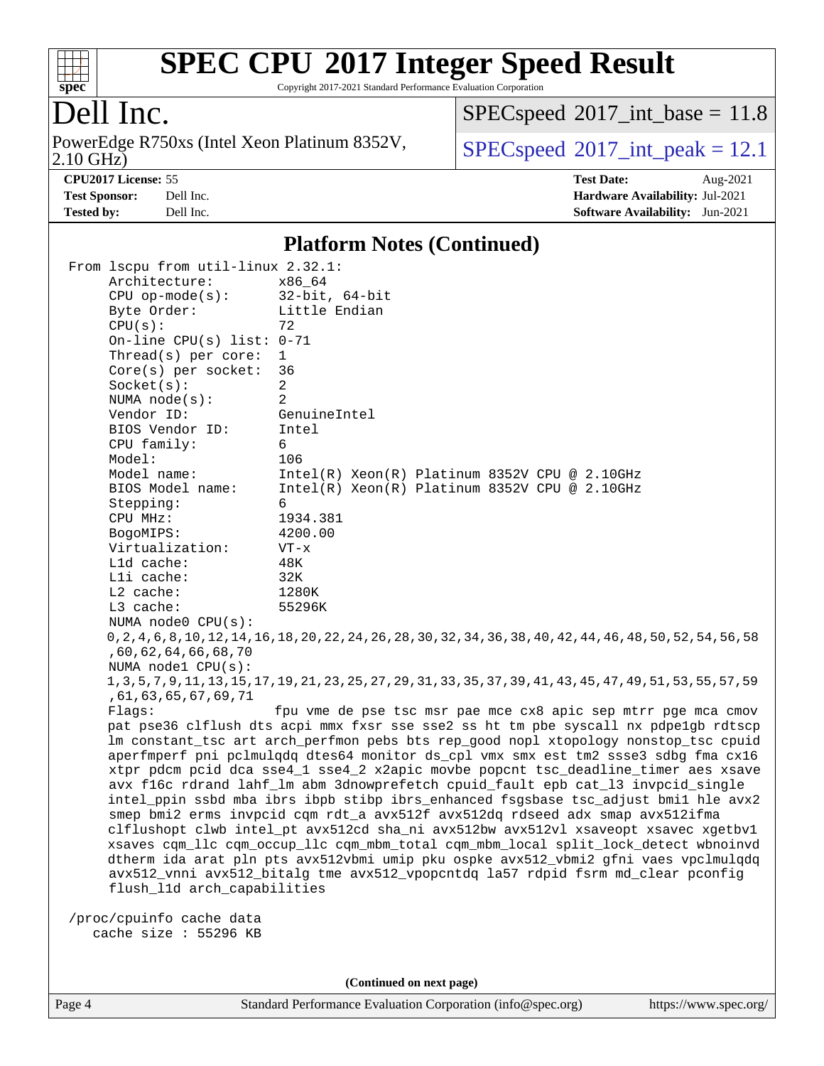## Platform Notes (Continued)

```
From lscpu from util-linux 2.32.1:
    Architecture:        x86_64
    CPU op-mode(s):      32-bit, 64-bit
    Byte Order:          Little Endian
    CPU(s):              72
    On-line CPU(s) list: 0-71
    Thread(s) per core:  1
    Core(s) per socket:  36
    Socket(s):           2
    NUMA node(s):        2
    Vendor ID:           GenuineIntel
    BIOS Vendor ID:      Intel
    CPU family:          6
    Model:               106
    Model name:          Intel(R) Xeon(R) Platinum 8352V CPU @ 2.10GHz
    BIOS Model name:     Intel(R) Xeon(R) Platinum 8352V CPU @ 2.10GHz
    Stepping:            6
    CPU MHz:             1934.381
    BogoMIPS:            4200.00
    Virtualization:      VT-x
    L1d cache:           48K
    L1i cache:           32K
    L2 cache:            1280K
    L3 cache:            55296K
    NUMA node0 CPU(s):
    0,2,4,6,8,10,12,14,16,18,20,22,24,26,28,30,32,34,36,38,40,42,44,46,48,50,52,54,56,58
    ,60,62,64,66,68,70
    NUMA node1 CPU(s):
    1,3,5,7,9,11,13,15,17,19,21,23,25,27,29,31,33,35,37,39,41,43,45,47,49,51,53,55,57,59
    ,61,63,65,67,69,71
    Flags:              fpu vme de pse tsc msr pae mce cx8 apic sep mtrr pge mca cmov
    pat pse36 clflush dts acpi mmx fxsr sse sse2 ss ht tm pbe syscall nx pdpe1gb rdtscp
    lm constant_tsc art arch_perfmon pebs bts rep_good nopl xtopology nonstop_tsc cpuid
    aperfmperf pni pclmulqdq dtes64 monitor ds_cpl vmx smx est tm2 ssse3 sdbg fma cx16
    xtpr pdcm pcid dca sse4_1 sse4_2 x2apic movbe popcnt tsc_deadline_timer aes xsave
    avx f16c rdrand lahf_lm abm 3dnowprefetch cpuid_fault epb cat_l3 invpcid_single
    intel_ppin ssbd mba ibrs ibpb stibp ibrs_enhanced fsgsbase tsc_adjust bmi1 hle avx2
    smep bmi2 erms invpcid cqm rdt_a avx512f avx512dq rdseed adx smap avx512ifma
    clflushopt clwb intel_pt avx512cd sha_ni avx512bw avx512vl xsaveopt xsavec xgetbv1
    xsaves cqm_llc cqm_occup_llc cqm_mbm_total cqm_mbm_local split_lock_detect wbnoinvd
    dtherm ida arat pln pts avx512vbmi umip pku ospke avx512_vbmi2 gfni vaes vpclmulqdq
    avx512_vnni avx512_bitalg tme avx512_vpopcntdq la57 rdpid fsrm md_clear pconfig
    flush_l1d arch_capabilities

/proc/cpuinfo cache data
   cache size : 55296 KB
```

(Continued on next page)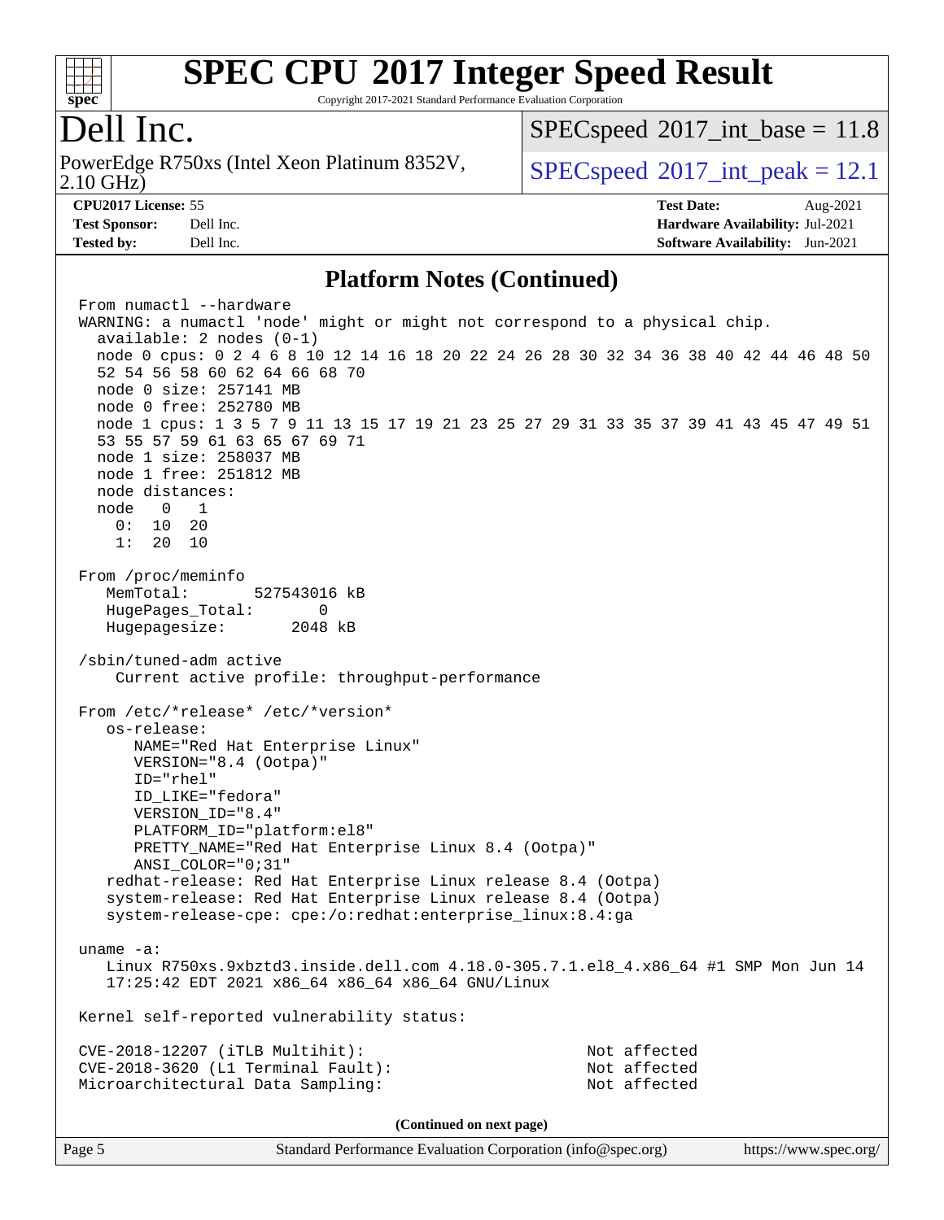## Platform Notes (Continued)

```
From numactl --hardware
WARNING: a numactl 'node' might or might not correspond to a physical chip.
  available: 2 nodes (0-1)
  node 0 cpus: 0 2 4 6 8 10 12 14 16 18 20 22 24 26 28 30 32 34 36 38 40 42 44 46 48 50
  52 54 56 58 60 62 64 66 68 70
  node 0 size: 257141 MB
  node 0 free: 252780 MB
  node 1 cpus: 1 3 5 7 9 11 13 15 17 19 21 23 25 27 29 31 33 35 37 39 41 43 45 47 49 51
  53 55 57 59 61 63 65 67 69 71
  node 1 size: 258037 MB
  node 1 free: 251812 MB
  node distances:
  node   0   1
    0:  10  20
    1:  20  10

From /proc/meminfo
   MemTotal:       527543016 kB
   HugePages_Total:       0
   Hugepagesize:       2048 kB

/sbin/tuned-adm active
    Current active profile: throughput-performance

From /etc/*release* /etc/*version*
   os-release:
      NAME="Red Hat Enterprise Linux"
      VERSION="8.4 (Ootpa)"
      ID="rhel"
      ID_LIKE="fedora"
      VERSION_ID="8.4"
      PLATFORM_ID="platform:el8"
      PRETTY_NAME="Red Hat Enterprise Linux 8.4 (Ootpa)"
      ANSI_COLOR="0;31"
   redhat-release: Red Hat Enterprise Linux release 8.4 (Ootpa)
   system-release: Red Hat Enterprise Linux release 8.4 (Ootpa)
   system-release-cpe: cpe:/o:redhat:enterprise_linux:8.4:ga

uname -a:
   Linux R750xs.9xbztd3.inside.dell.com 4.18.0-305.7.1.el8_4.x86_64 #1 SMP Mon Jun 14
   17:25:42 EDT 2021 x86_64 x86_64 x86_64 GNU/Linux

Kernel self-reported vulnerability status:

CVE-2018-12207 (iTLB Multihit):                              Not affected
CVE-2018-3620 (L1 Terminal Fault):                           Not affected
Microarchitectural Data Sampling:                            Not affected
```

(Continued on next page)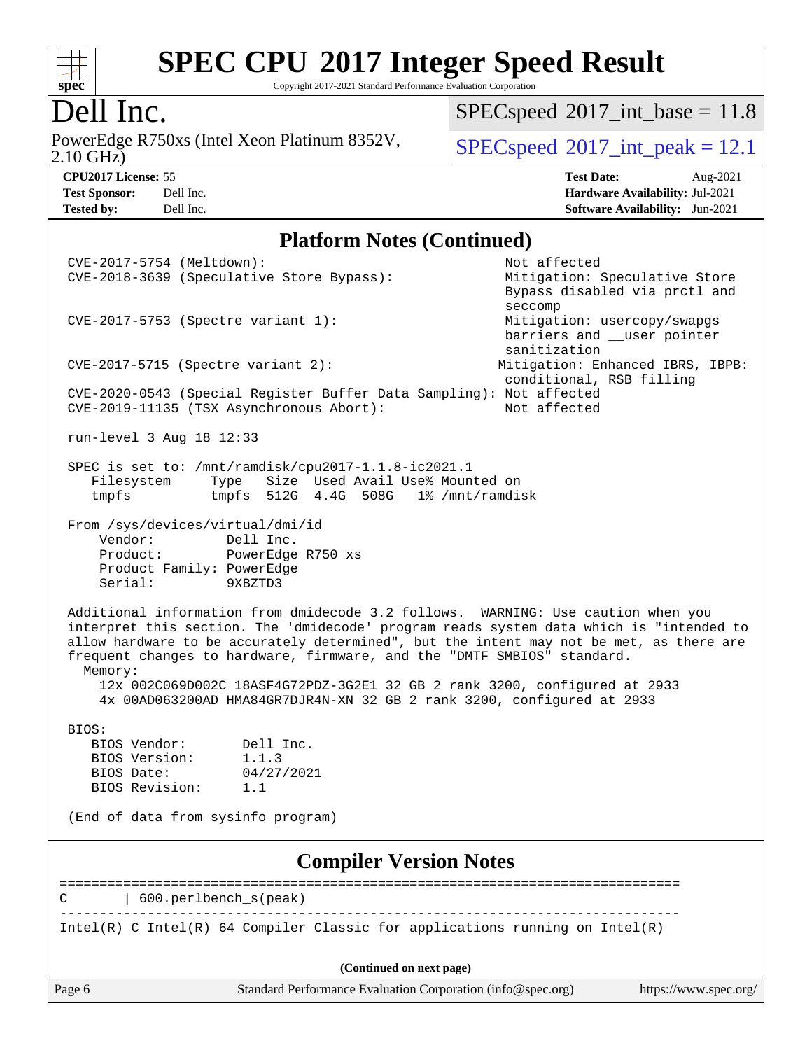# SPEC CPU 2017 Integer Speed Result

Copyright 2017-2021 Standard Performance Evaluation Corporation

## Dell Inc.

PowerEdge R750xs (Intel Xeon Platinum 8352V, 2.10 GHz)

SPECspeed 2017_int_base = 11.8

SPECspeed 2017_int_peak = 12.1

| | | | |
|---|---|---|---|
| **CPU2017 License:** | 55 | **Test Date:** | Aug-2021 |
| **Test Sponsor:** | Dell Inc. | **Hardware Availability:** | Jul-2021 |
| **Tested by:** | Dell Inc. | **Software Availability:** | Jun-2021 |

### Platform Notes (Continued)

```
CVE-2017-5754 (Meltdown):                              Not affected
CVE-2018-3639 (Speculative Store Bypass):              Mitigation: Speculative Store
                                                       Bypass disabled via prctl and
                                                       seccomp
CVE-2017-5753 (Spectre variant 1):                     Mitigation: usercopy/swapgs
                                                       barriers and __user pointer
                                                       sanitization
CVE-2017-5715 (Spectre variant 2):                    Mitigation: Enhanced IBRS, IBPB:
                                                       conditional, RSB filling
CVE-2020-0543 (Special Register Buffer Data Sampling): Not affected
CVE-2019-11135 (TSX Asynchronous Abort):               Not affected

run-level 3 Aug 18 12:33

SPEC is set to: /mnt/ramdisk/cpu2017-1.1.8-ic2021.1
   Filesystem     Type   Size  Used Avail Use% Mounted on
   tmpfs          tmpfs  512G  4.4G  508G   1% /mnt/ramdisk

From /sys/devices/virtual/dmi/id
    Vendor:         Dell Inc.
    Product:        PowerEdge R750 xs
    Product Family: PowerEdge
    Serial:         9XBZTD3

Additional information from dmidecode 3.2 follows.  WARNING: Use caution when you
interpret this section. The 'dmidecode' program reads system data which is "intended to
allow hardware to be accurately determined", but the intent may not be met, as there are
frequent changes to hardware, firmware, and the "DMTF SMBIOS" standard.
  Memory:
    12x 002C069D002C 18ASF4G72PDZ-3G2E1 32 GB 2 rank 3200, configured at 2933
    4x 00AD063200AD HMA84GR7DJR4N-XN 32 GB 2 rank 3200, configured at 2933

BIOS:
   BIOS Vendor:       Dell Inc.
   BIOS Version:      1.1.3
   BIOS Date:         04/27/2021
   BIOS Revision:     1.1

(End of data from sysinfo program)
```

### Compiler Version Notes

```
==============================================================================
C       | 600.perlbench_s(peak)
------------------------------------------------------------------------------
Intel(R) C Intel(R) 64 Compiler Classic for applications running on Intel(R)
```

(Continued on next page)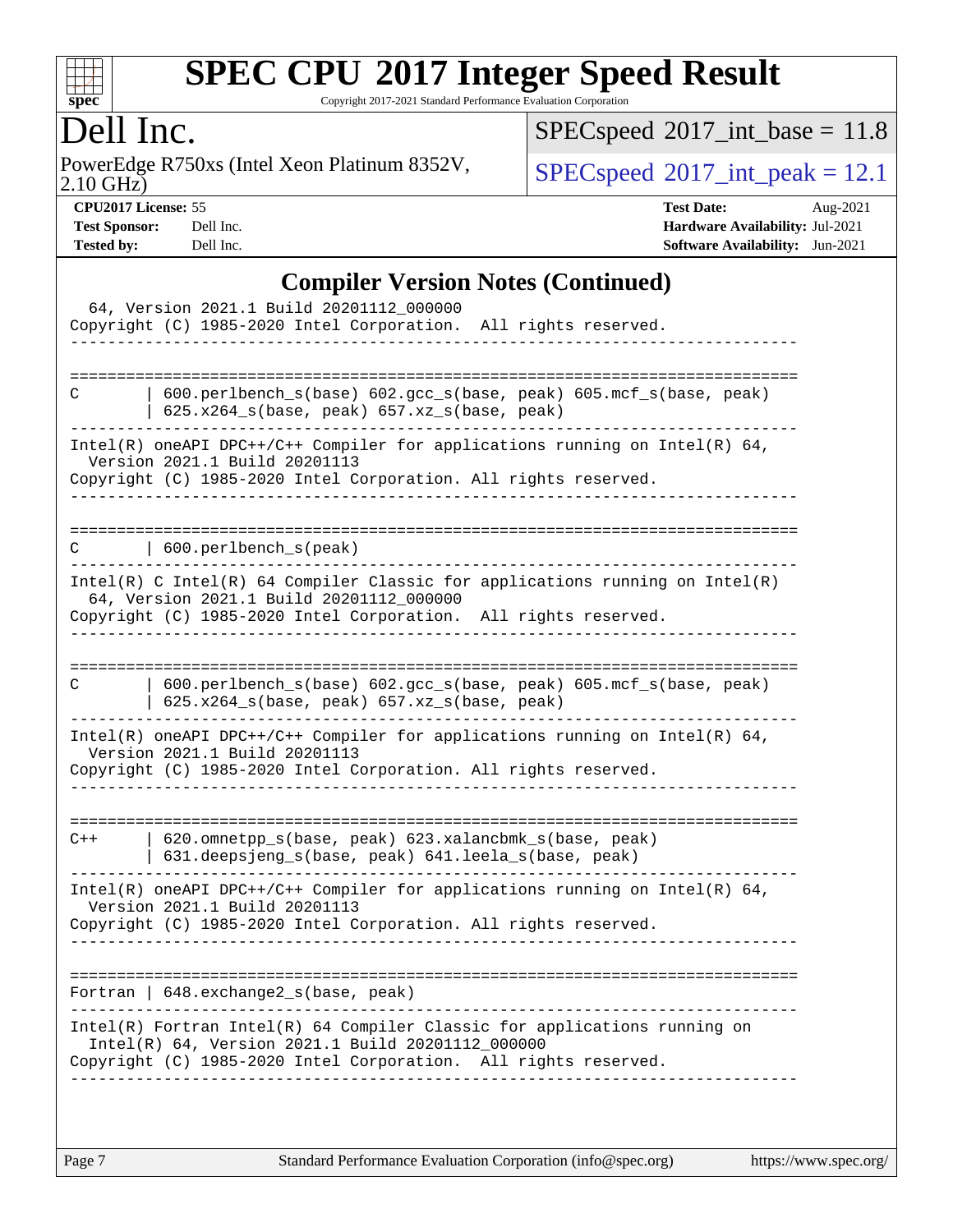# SPEC CPU 2017 Integer Speed Result

Copyright 2017-2021 Standard Performance Evaluation Corporation

## Dell Inc.

PowerEdge R750xs (Intel Xeon Platinum 8352V, 2.10 GHz)

SPECspeed 2017_int_base = 11.8

SPECspeed 2017_int_peak = 12.1

**CPU2017 License:** 55
**Test Sponsor:** Dell Inc.
**Tested by:** Dell Inc.

**Test Date:** Aug-2021
**Hardware Availability:** Jul-2021
**Software Availability:** Jun-2021

## Compiler Version Notes (Continued)

```
  64, Version 2021.1 Build 20201112_000000
Copyright (C) 1985-2020 Intel Corporation.  All rights reserved.
------------------------------------------------------------------------------

==============================================================================
C       | 600.perlbench_s(base) 602.gcc_s(base, peak) 605.mcf_s(base, peak)
        | 625.x264_s(base, peak) 657.xz_s(base, peak)
------------------------------------------------------------------------------
Intel(R) oneAPI DPC++/C++ Compiler for applications running on Intel(R) 64,
  Version 2021.1 Build 20201113
Copyright (C) 1985-2020 Intel Corporation. All rights reserved.
------------------------------------------------------------------------------

==============================================================================
C       | 600.perlbench_s(peak)
------------------------------------------------------------------------------
Intel(R) C Intel(R) 64 Compiler Classic for applications running on Intel(R)
  64, Version 2021.1 Build 20201112_000000
Copyright (C) 1985-2020 Intel Corporation.  All rights reserved.
------------------------------------------------------------------------------

==============================================================================
C       | 600.perlbench_s(base) 602.gcc_s(base, peak) 605.mcf_s(base, peak)
        | 625.x264_s(base, peak) 657.xz_s(base, peak)
------------------------------------------------------------------------------
Intel(R) oneAPI DPC++/C++ Compiler for applications running on Intel(R) 64,
  Version 2021.1 Build 20201113
Copyright (C) 1985-2020 Intel Corporation. All rights reserved.
------------------------------------------------------------------------------

==============================================================================
C++     | 620.omnetpp_s(base, peak) 623.xalancbmk_s(base, peak)
        | 631.deepsjeng_s(base, peak) 641.leela_s(base, peak)
------------------------------------------------------------------------------
Intel(R) oneAPI DPC++/C++ Compiler for applications running on Intel(R) 64,
  Version 2021.1 Build 20201113
Copyright (C) 1985-2020 Intel Corporation. All rights reserved.
------------------------------------------------------------------------------

==============================================================================
Fortran | 648.exchange2_s(base, peak)
------------------------------------------------------------------------------
Intel(R) Fortran Intel(R) 64 Compiler Classic for applications running on
  Intel(R) 64, Version 2021.1 Build 20201112_000000
Copyright (C) 1985-2020 Intel Corporation.  All rights reserved.
------------------------------------------------------------------------------
```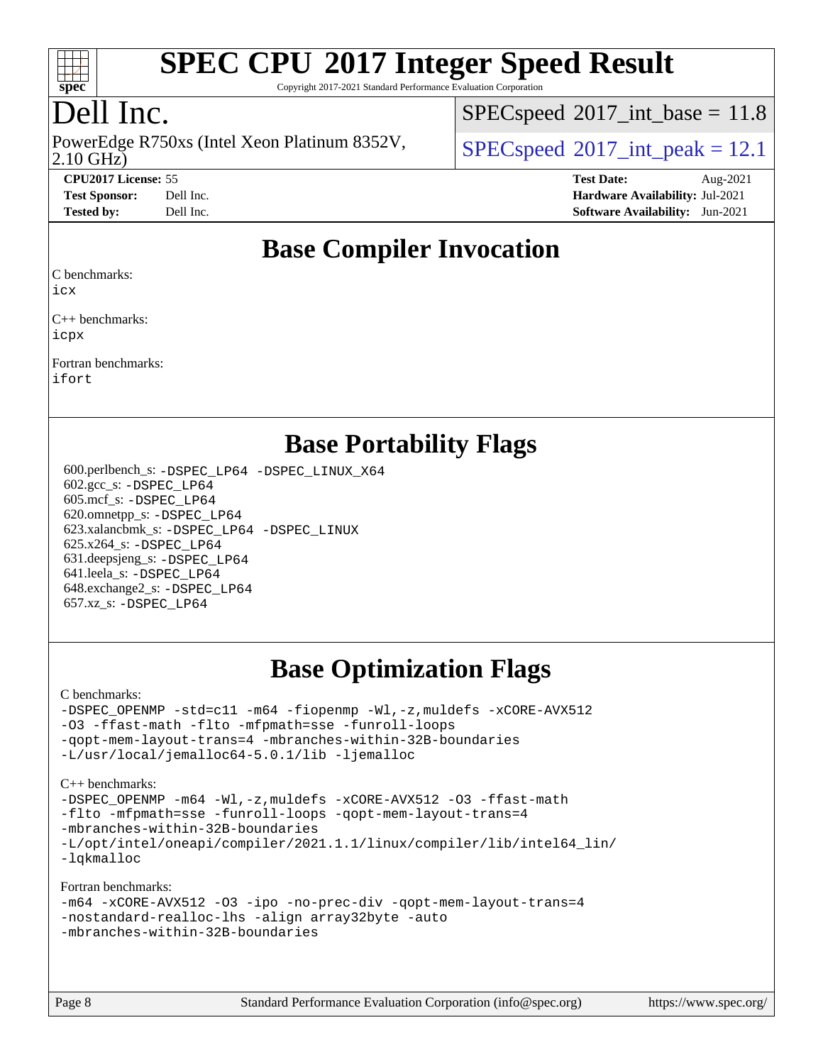# Base Compiler Invocation

C benchmarks:
icx

C++ benchmarks:
icpx

Fortran benchmarks:
ifort

# Base Portability Flags

600.perlbench_s: -DSPEC_LP64 -DSPEC_LINUX_X64
602.gcc_s: -DSPEC_LP64
605.mcf_s: -DSPEC_LP64
620.omnetpp_s: -DSPEC_LP64
623.xalancbmk_s: -DSPEC_LP64 -DSPEC_LINUX
625.x264_s: -DSPEC_LP64
631.deepsjeng_s: -DSPEC_LP64
641.leela_s: -DSPEC_LP64
648.exchange2_s: -DSPEC_LP64
657.xz_s: -DSPEC_LP64

# Base Optimization Flags

C benchmarks:
-DSPEC_OPENMP -std=c11 -m64 -fiopenmp -Wl,-z,muldefs -xCORE-AVX512 -O3 -ffast-math -flto -mfpmath=sse -funroll-loops -qopt-mem-layout-trans=4 -mbranches-within-32B-boundaries -L/usr/local/jemalloc64-5.0.1/lib -ljemalloc

C++ benchmarks:
-DSPEC_OPENMP -m64 -Wl,-z,muldefs -xCORE-AVX512 -O3 -ffast-math -flto -mfpmath=sse -funroll-loops -qopt-mem-layout-trans=4 -mbranches-within-32B-boundaries -L/opt/intel/oneapi/compiler/2021.1.1/linux/compiler/lib/intel64_lin/ -lqkmalloc

Fortran benchmarks:
-m64 -xCORE-AVX512 -O3 -ipo -no-prec-div -qopt-mem-layout-trans=4 -nostandard-realloc-lhs -align array32byte -auto -mbranches-within-32B-boundaries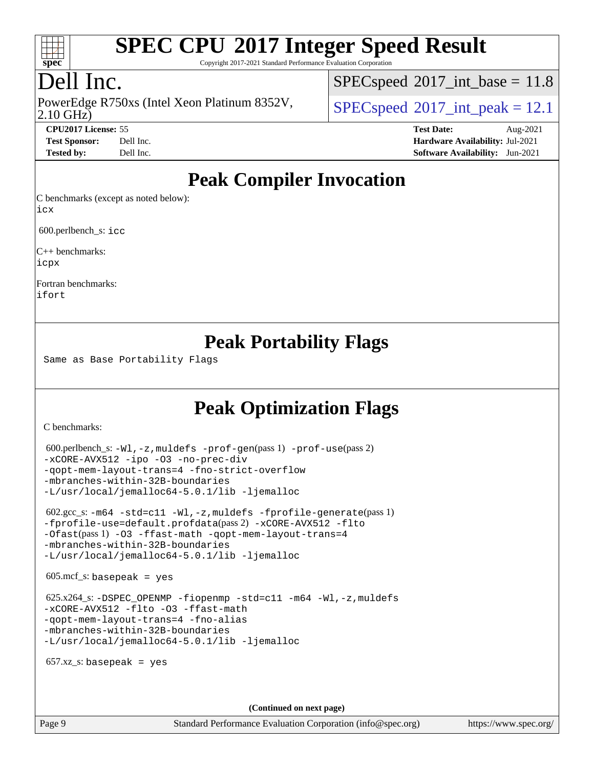# SPEC CPU 2017 Integer Speed Result

Copyright 2017-2021 Standard Performance Evaluation Corporation

## Dell Inc.

PowerEdge R750xs (Intel Xeon Platinum 8352V, 2.10 GHz)

SPECspeed 2017_int_base = 11.8

SPECspeed 2017_int_peak = 12.1

**CPU2017 License:** 55
**Test Sponsor:** Dell Inc.
**Tested by:** Dell Inc.

**Test Date:** Aug-2021
**Hardware Availability:** Jul-2021
**Software Availability:** Jun-2021

## Peak Compiler Invocation

C benchmarks (except as noted below):
`icx`

600.perlbench_s: `icc`

C++ benchmarks:
`icpx`

Fortran benchmarks:
`ifort`

## Peak Portability Flags

Same as Base Portability Flags

## Peak Optimization Flags

C benchmarks:

600.perlbench_s: `-Wl,-z,muldefs -prof-gen`(pass 1) `-prof-use`(pass 2)
`-xCORE-AVX512 -ipo -O3 -no-prec-div`
`-qopt-mem-layout-trans=4 -fno-strict-overflow`
`-mbranches-within-32B-boundaries`
`-L/usr/local/jemalloc64-5.0.1/lib -ljemalloc`

602.gcc_s: `-m64 -std=c11 -Wl,-z,muldefs -fprofile-generate`(pass 1)
`-fprofile-use=default.profdata`(pass 2) `-xCORE-AVX512 -flto`
`-Ofast`(pass 1) `-O3 -ffast-math -qopt-mem-layout-trans=4`
`-mbranches-within-32B-boundaries`
`-L/usr/local/jemalloc64-5.0.1/lib -ljemalloc`

605.mcf_s: `basepeak = yes`

625.x264_s: `-DSPEC_OPENMP -fiopenmp -std=c11 -m64 -Wl,-z,muldefs`
`-xCORE-AVX512 -flto -O3 -ffast-math`
`-qopt-mem-layout-trans=4 -fno-alias`
`-mbranches-within-32B-boundaries`
`-L/usr/local/jemalloc64-5.0.1/lib -ljemalloc`

657.xz_s: `basepeak = yes`

**(Continued on next page)**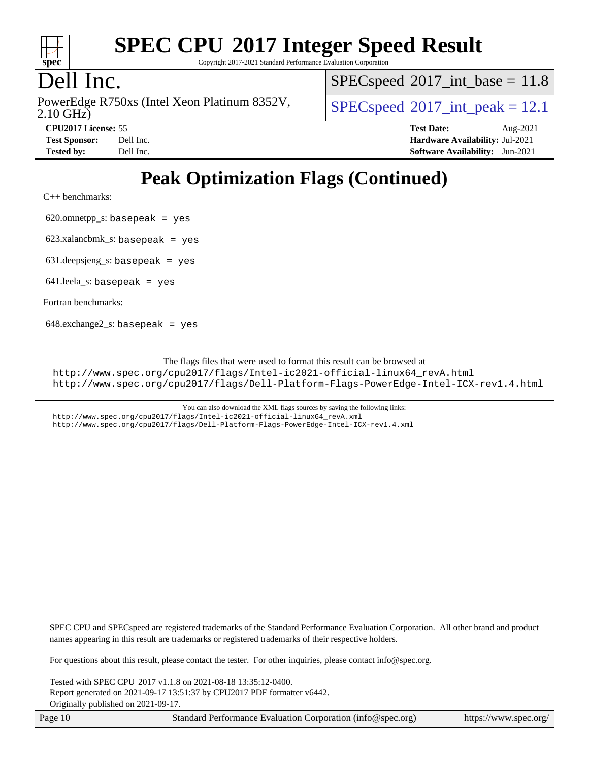# Peak Optimization Flags (Continued)

C++ benchmarks:

620.omnetpp_s: basepeak = yes

623.xalancbmk_s: basepeak = yes

631.deepsjeng_s: basepeak = yes

641.leela_s: basepeak = yes

Fortran benchmarks:

648.exchange2_s: basepeak = yes

The flags files that were used to format this result can be browsed at
http://www.spec.org/cpu2017/flags/Intel-ic2021-official-linux64_revA.html
http://www.spec.org/cpu2017/flags/Dell-Platform-Flags-PowerEdge-Intel-ICX-rev1.4.html

You can also download the XML flags sources by saving the following links:
http://www.spec.org/cpu2017/flags/Intel-ic2021-official-linux64_revA.xml
http://www.spec.org/cpu2017/flags/Dell-Platform-Flags-PowerEdge-Intel-ICX-rev1.4.xml

SPEC CPU and SPECspeed are registered trademarks of the Standard Performance Evaluation Corporation. All other brand and product names appearing in this result are trademarks or registered trademarks of their respective holders.

For questions about this result, please contact the tester. For other inquiries, please contact info@spec.org.

Tested with SPEC CPU 2017 v1.1.8 on 2021-08-18 13:35:12-0400.
Report generated on 2021-09-17 13:51:37 by CPU2017 PDF formatter v6442.
Originally published on 2021-09-17.